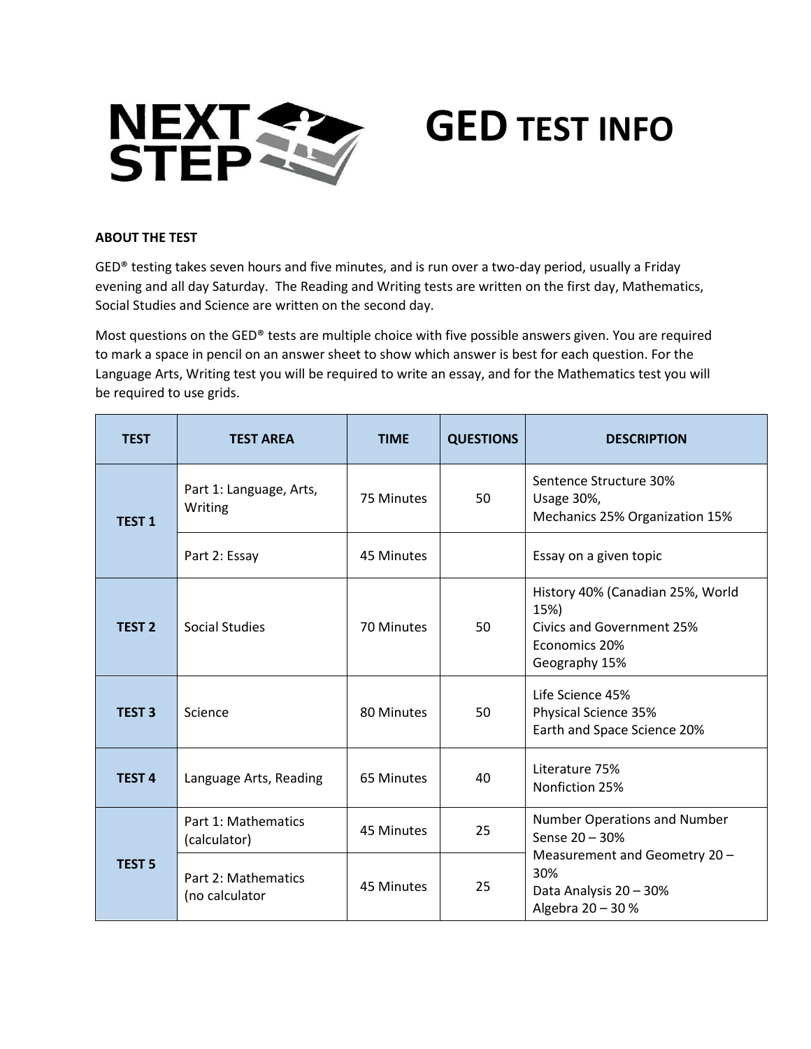# NEXT STEP GED TEST INFO

**ABOUT THE TEST**

GED® testing takes seven hours and five minutes, and is run over a two-day period, usually a Friday evening and all day Saturday. The Reading and Writing tests are written on the first day, Mathematics, Social Studies and Science are written on the second day.

Most questions on the GED® tests are multiple choice with five possible answers given. You are required to mark a space in pencil on an answer sheet to show which answer is best for each question. For the Language Arts, Writing test you will be required to write an essay, and for the Mathematics test you will be required to use grids.

| TEST | TEST AREA | TIME | QUESTIONS | DESCRIPTION |
|---|---|---|---|---|
| TEST 1 | Part 1: Language, Arts, Writing | 75 Minutes | 50 | Sentence Structure 30%<br>Usage 30%,<br>Mechanics 25% Organization 15% |
| | Part 2: Essay | 45 Minutes | | Essay on a given topic |
| TEST 2 | Social Studies | 70 Minutes | 50 | History 40% (Canadian 25%, World 15%)<br>Civics and Government 25%<br>Economics 20%<br>Geography 15% |
| TEST 3 | Science | 80 Minutes | 50 | Life Science 45%<br>Physical Science 35%<br>Earth and Space Science 20% |
| TEST 4 | Language Arts, Reading | 65 Minutes | 40 | Literature 75%<br>Nonfiction 25% |
| TEST 5 | Part 1: Mathematics (calculator) | 45 Minutes | 25 | Number Operations and Number Sense 20 – 30%<br>Measurement and Geometry 20 – 30%<br>Data Analysis 20 – 30%<br>Algebra 20 – 30 % |
| | Part 2: Mathematics (no calculator | 45 Minutes | 25 | |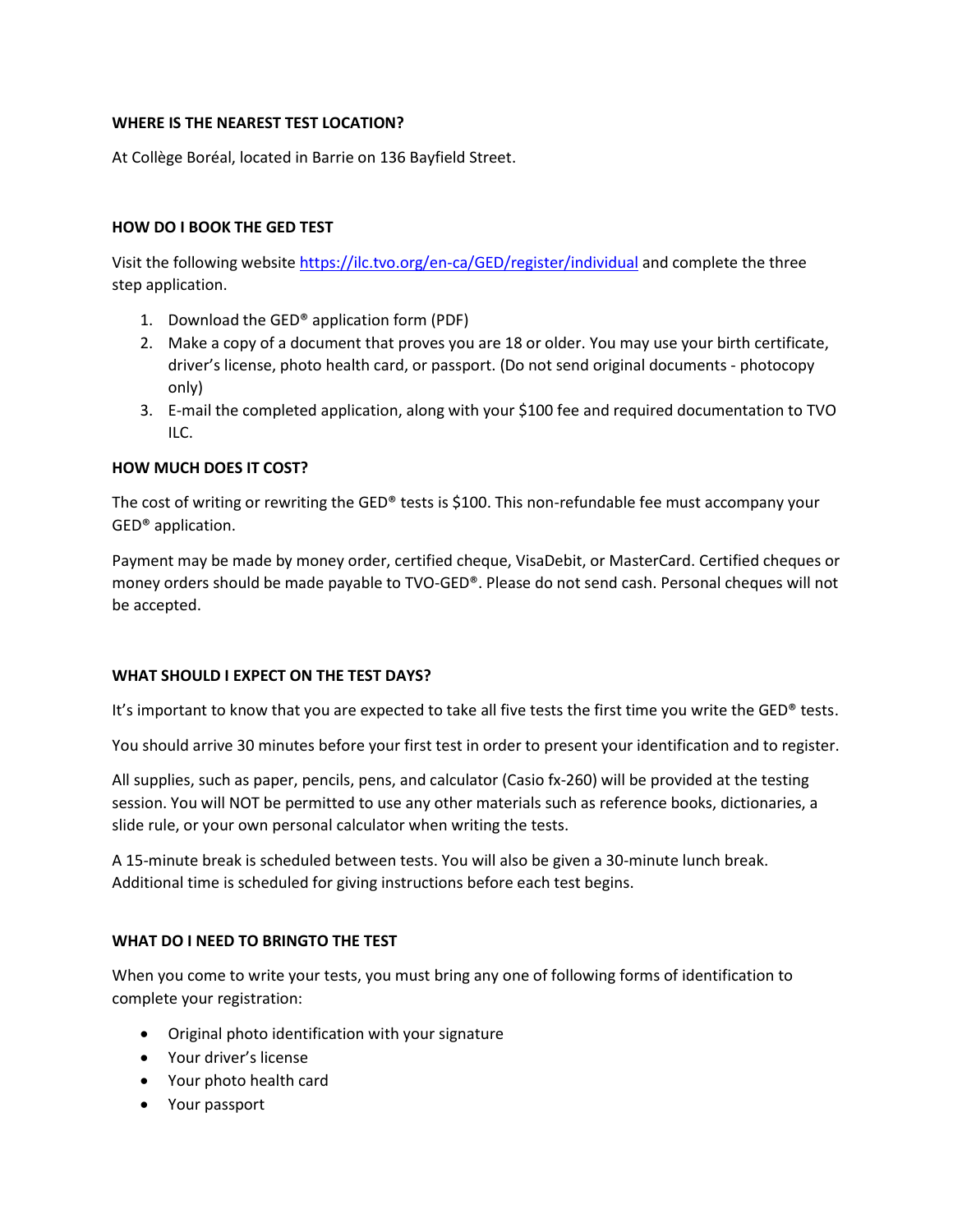**WHERE IS THE NEAREST TEST LOCATION?**

At Collège Boréal, located in Barrie on 136 Bayfield Street.

**HOW DO I BOOK THE GED TEST**

Visit the following website https://ilc.tvo.org/en-ca/GED/register/individual and complete the three step application.

1. Download the GED® application form (PDF)
2. Make a copy of a document that proves you are 18 or older. You may use your birth certificate, driver's license, photo health card, or passport. (Do not send original documents - photocopy only)
3. E-mail the completed application, along with your $100 fee and required documentation to TVO ILC.

**HOW MUCH DOES IT COST?**

The cost of writing or rewriting the GED® tests is $100. This non-refundable fee must accompany your GED® application.

Payment may be made by money order, certified cheque, VisaDebit, or MasterCard. Certified cheques or money orders should be made payable to TVO-GED®. Please do not send cash. Personal cheques will not be accepted.

**WHAT SHOULD I EXPECT ON THE TEST DAYS?**

It's important to know that you are expected to take all five tests the first time you write the GED® tests.

You should arrive 30 minutes before your first test in order to present your identification and to register.

All supplies, such as paper, pencils, pens, and calculator (Casio fx-260) will be provided at the testing session. You will NOT be permitted to use any other materials such as reference books, dictionaries, a slide rule, or your own personal calculator when writing the tests.

A 15-minute break is scheduled between tests. You will also be given a 30-minute lunch break. Additional time is scheduled for giving instructions before each test begins.

**WHAT DO I NEED TO BRINGTO THE TEST**

When you come to write your tests, you must bring any one of following forms of identification to complete your registration:

- Original photo identification with your signature
- Your driver's license
- Your photo health card
- Your passport